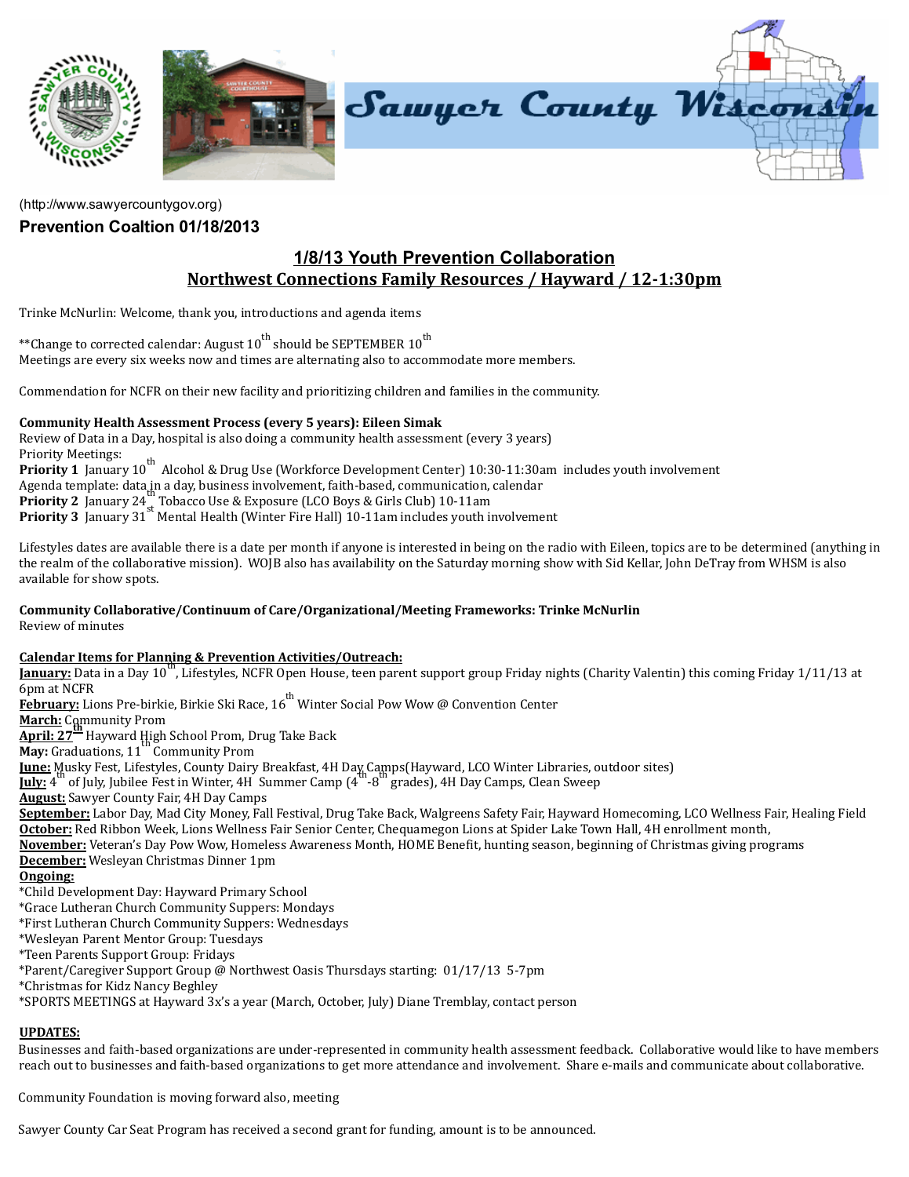Sawyer County Wisconsin

(http://www.sawyercountygov.org)

**Prevention Coaltion 01/18/2013**

## 1/8/13 Youth Prevention Collaboration
## Northwest Connections Family Resources / Hayward / 12-1:30pm

Trinke McNurlin: Welcome, thank you, introductions and agenda items

**Change to corrected calendar: August 10th should be SEPTEMBER 10th
Meetings are every six weeks now and times are alternating also to accommodate more members.

Commendation for NCFR on their new facility and prioritizing children and families in the community.

**Community Health Assessment Process (every 5 years): Eileen Simak**
Review of Data in a Day, hospital is also doing a community health assessment (every 3 years)
Priority Meetings:
**Priority 1** January 10th Alcohol & Drug Use (Workforce Development Center) 10:30-11:30am includes youth involvement
Agenda template: data in a day, business involvement, faith-based, communication, calendar
**Priority 2** January 24th Tobacco Use & Exposure (LCO Boys & Girls Club) 10-11am
**Priority 3** January 31st Mental Health (Winter Fire Hall) 10-11am includes youth involvement

Lifestyles dates are available there is a date per month if anyone is interested in being on the radio with Eileen, topics are to be determined (anything in the realm of the collaborative mission). WOJB also has availability on the Saturday morning show with Sid Kellar, John DeTray from WHSM is also available for show spots.

**Community Collaborative/Continuum of Care/Organizational/Meeting Frameworks: Trinke McNurlin**
Review of minutes

**Calendar Items for Planning & Prevention Activities/Outreach:**
**January:** Data in a Day 10th, Lifestyles, NCFR Open House, teen parent support group Friday nights (Charity Valentin) this coming Friday 1/11/13 at 6pm at NCFR
**February:** Lions Pre-birkie, Birkie Ski Race, 16th Winter Social Pow Wow @ Convention Center
**March:** Community Prom
**April: 27th** Hayward High School Prom, Drug Take Back
**May:** Graduations, 11th Community Prom
**June:** Musky Fest, Lifestyles, County Dairy Breakfast, 4H Day Camps(Hayward, LCO Winter Libraries, outdoor sites)
**July:** 4th of July, Jubilee Fest in Winter, 4H Summer Camp (4th-8th grades), 4H Day Camps, Clean Sweep
**August:** Sawyer County Fair, 4H Day Camps
**September:** Labor Day, Mad City Money, Fall Festival, Drug Take Back, Walgreens Safety Fair, Hayward Homecoming, LCO Wellness Fair, Healing Field
**October:** Red Ribbon Week, Lions Wellness Fair Senior Center, Chequamegon Lions at Spider Lake Town Hall, 4H enrollment month,
**November:** Veteran's Day Pow Wow, Homeless Awareness Month, HOME Benefit, hunting season, beginning of Christmas giving programs
**December:** Wesleyan Christmas Dinner 1pm
**Ongoing:**
*Child Development Day: Hayward Primary School
*Grace Lutheran Church Community Suppers: Mondays
*First Lutheran Church Community Suppers: Wednesdays
*Wesleyan Parent Mentor Group: Tuesdays
*Teen Parents Support Group: Fridays
*Parent/Caregiver Support Group @ Northwest Oasis Thursdays starting: 01/17/13 5-7pm
*Christmas for Kidz Nancy Beghley
*SPORTS MEETINGS at Hayward 3x's a year (March, October, July) Diane Tremblay, contact person

**UPDATES:**
Businesses and faith-based organizations are under-represented in community health assessment feedback. Collaborative would like to have members reach out to businesses and faith-based organizations to get more attendance and involvement. Share e-mails and communicate about collaborative.

Community Foundation is moving forward also, meeting

Sawyer County Car Seat Program has received a second grant for funding, amount is to be announced.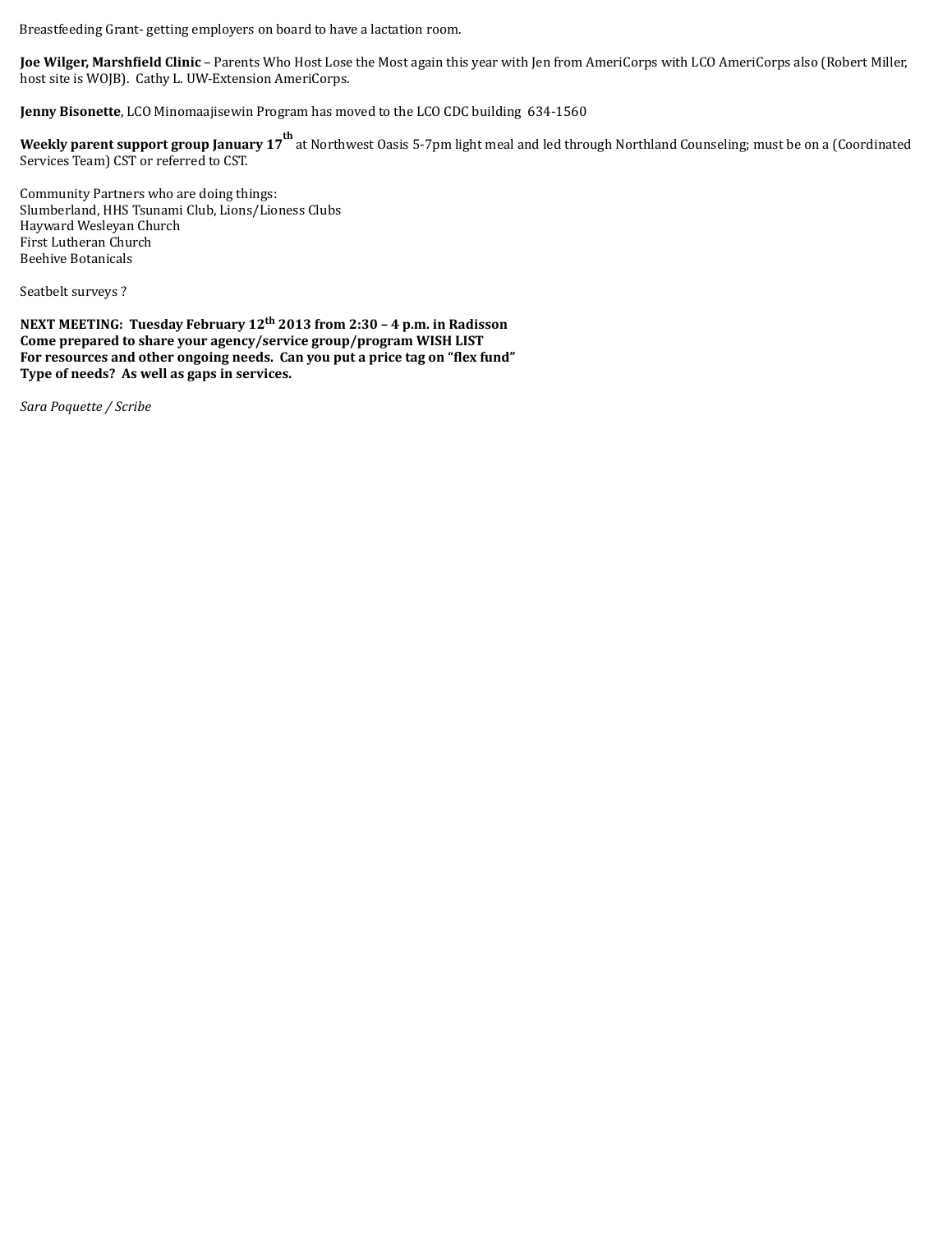Breastfeeding Grant- getting employers on board to have a lactation room.

**Joe Wilger, Marshfield Clinic** – Parents Who Host Lose the Most again this year with Jen from AmeriCorps with LCO AmeriCorps also (Robert Miller, host site is WOJB). Cathy L. UW-Extension AmeriCorps.

**Jenny Bisonette**, LCO Minomaajisewin Program has moved to the LCO CDC building 634-1560

**Weekly parent support group January 17th** at Northwest Oasis 5-7pm light meal and led through Northland Counseling; must be on a (Coordinated Services Team) CST or referred to CST.

Community Partners who are doing things:
Slumberland, HHS Tsunami Club, Lions/Lioness Clubs
Hayward Wesleyan Church
First Lutheran Church
Beehive Botanicals

Seatbelt surveys ?

**NEXT MEETING: Tuesday February 12th 2013 from 2:30 – 4 p.m. in Radisson**
**Come prepared to share your agency/service group/program WISH LIST**
**For resources and other ongoing needs. Can you put a price tag on "flex fund"**
**Type of needs? As well as gaps in services.**

*Sara Poquette / Scribe*